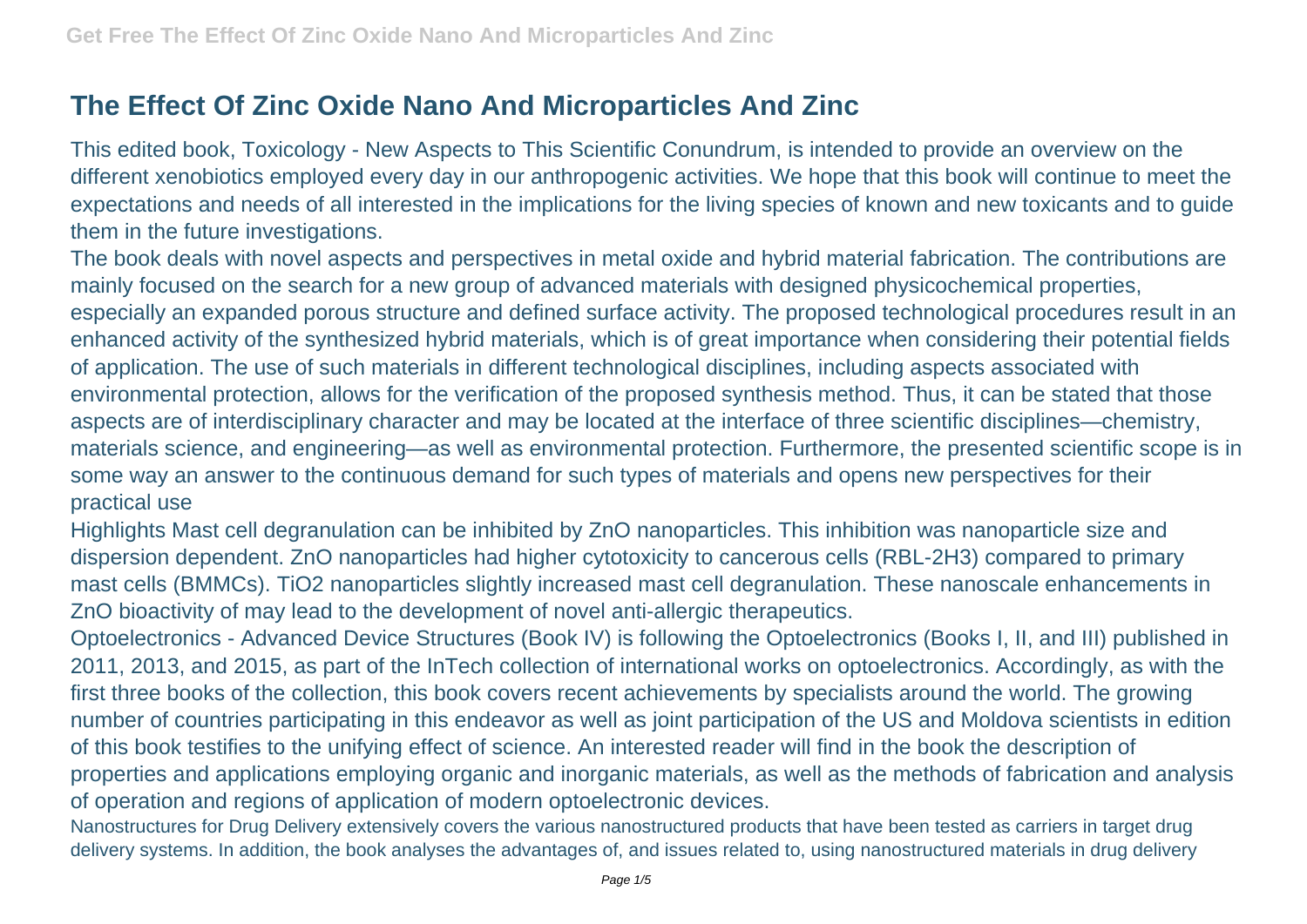# The Effect Of Zinc Oxide Nano And Microparticles And Zinc

This edited book, Toxicology - New Aspects to This Scientific Conundrum, is intended to provide an overview on the different xenobiotics employed every day in our anthropogenic activities. We hope that this book will continue to meet the expectations and needs of all interested in the implications for the living species of known and new toxicants and to guide them in the future investigations.

The book deals with novel aspects and perspectives in metal oxide and hybrid material fabrication. The contributions are mainly focused on the search for a new group of advanced materials with designed physicochemical properties, especially an expanded porous structure and defined surface activity. The proposed technological procedures result in an enhanced activity of the synthesized hybrid materials, which is of great importance when considering their potential fields of application. The use of such materials in different technological disciplines, including aspects associated with environmental protection, allows for the verification of the proposed synthesis method. Thus, it can be stated that those aspects are of interdisciplinary character and may be located at the interface of three scientific disciplines—chemistry, materials science, and engineering—as well as environmental protection. Furthermore, the presented scientific scope is in some way an answer to the continuous demand for such types of materials and opens new perspectives for their practical use

Highlights Mast cell degranulation can be inhibited by ZnO nanoparticles. This inhibition was nanoparticle size and dispersion dependent. ZnO nanoparticles had higher cytotoxicity to cancerous cells (RBL-2H3) compared to primary mast cells (BMMCs). $TiO_2$ nanoparticles slightly increased mast cell degranulation. These nanoscale enhancements in ZnO bioactivity of may lead to the development of novel anti-allergic therapeutics.

Optoelectronics - Advanced Device Structures (Book IV) is following the Optoelectronics (Books I, II, and III) published in 2011, 2013, and 2015, as part of the InTech collection of international works on optoelectronics. Accordingly, as with the first three books of the collection, this book covers recent achievements by specialists around the world. The growing number of countries participating in this endeavor as well as joint participation of the US and Moldova scientists in edition of this book testifies to the unifying effect of science. An interested reader will find in the book the description of properties and applications employing organic and inorganic materials, as well as the methods of fabrication and analysis of operation and regions of application of modern optoelectronic devices.

Nanostructures for Drug Delivery extensively covers the various nanostructured products that have been tested as carriers in target drug delivery systems. In addition, the book analyses the advantages of, and issues related to, using nanostructured materials in drug delivery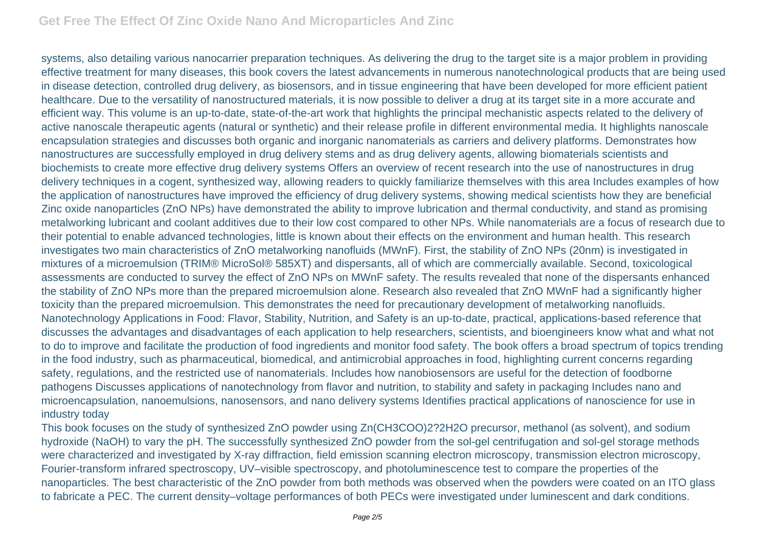systems, also detailing various nanocarrier preparation techniques. As delivering the drug to the target site is a major problem in providing effective treatment for many diseases, this book covers the latest advancements in numerous nanotechnological products that are being used in disease detection, controlled drug delivery, as biosensors, and in tissue engineering that have been developed for more efficient patient healthcare. Due to the versatility of nanostructured materials, it is now possible to deliver a drug at its target site in a more accurate and efficient way. This volume is an up-to-date, state-of-the-art work that highlights the principal mechanistic aspects related to the delivery of active nanoscale therapeutic agents (natural or synthetic) and their release profile in different environmental media. It highlights nanoscale encapsulation strategies and discusses both organic and inorganic nanomaterials as carriers and delivery platforms. Demonstrates how nanostructures are successfully employed in drug delivery stems and as drug delivery agents, allowing biomaterials scientists and biochemists to create more effective drug delivery systems Offers an overview of recent research into the use of nanostructures in drug delivery techniques in a cogent, synthesized way, allowing readers to quickly familiarize themselves with this area Includes examples of how the application of nanostructures have improved the efficiency of drug delivery systems, showing medical scientists how they are beneficial Zinc oxide nanoparticles (ZnO NPs) have demonstrated the ability to improve lubrication and thermal conductivity, and stand as promising metalworking lubricant and coolant additives due to their low cost compared to other NPs. While nanomaterials are a focus of research due to their potential to enable advanced technologies, little is known about their effects on the environment and human health. This research investigates two main characteristics of ZnO metalworking nanofluids (MWnF). First, the stability of ZnO NPs (20nm) is investigated in mixtures of a microemulsion (TRIM® MicroSol® 585XT) and dispersants, all of which are commercially available. Second, toxicological assessments are conducted to survey the effect of ZnO NPs on MWnF safety. The results revealed that none of the dispersants enhanced the stability of ZnO NPs more than the prepared microemulsion alone. Research also revealed that ZnO MWnF had a significantly higher toxicity than the prepared microemulsion. This demonstrates the need for precautionary development of metalworking nanofluids. Nanotechnology Applications in Food: Flavor, Stability, Nutrition, and Safety is an up-to-date, practical, applications-based reference that discusses the advantages and disadvantages of each application to help researchers, scientists, and bioengineers know what and what not to do to improve and facilitate the production of food ingredients and monitor food safety. The book offers a broad spectrum of topics trending in the food industry, such as pharmaceutical, biomedical, and antimicrobial approaches in food, highlighting current concerns regarding safety, regulations, and the restricted use of nanomaterials. Includes how nanobiosensors are useful for the detection of foodborne pathogens Discusses applications of nanotechnology from flavor and nutrition, to stability and safety in packaging Includes nano and microencapsulation, nanoemulsions, nanosensors, and nano delivery systems Identifies practical applications of nanoscience for use in industry today

This book focuses on the study of synthesized ZnO powder using Zn(CH3COO)2?2H2O precursor, methanol (as solvent), and sodium hydroxide (NaOH) to vary the pH. The successfully synthesized ZnO powder from the sol-gel centrifugation and sol-gel storage methods were characterized and investigated by X-ray diffraction, field emission scanning electron microscopy, transmission electron microscopy, Fourier-transform infrared spectroscopy, UV–visible spectroscopy, and photoluminescence test to compare the properties of the nanoparticles. The best characteristic of the ZnO powder from both methods was observed when the powders were coated on an ITO glass to fabricate a PEC. The current density–voltage performances of both PECs were investigated under luminescent and dark conditions.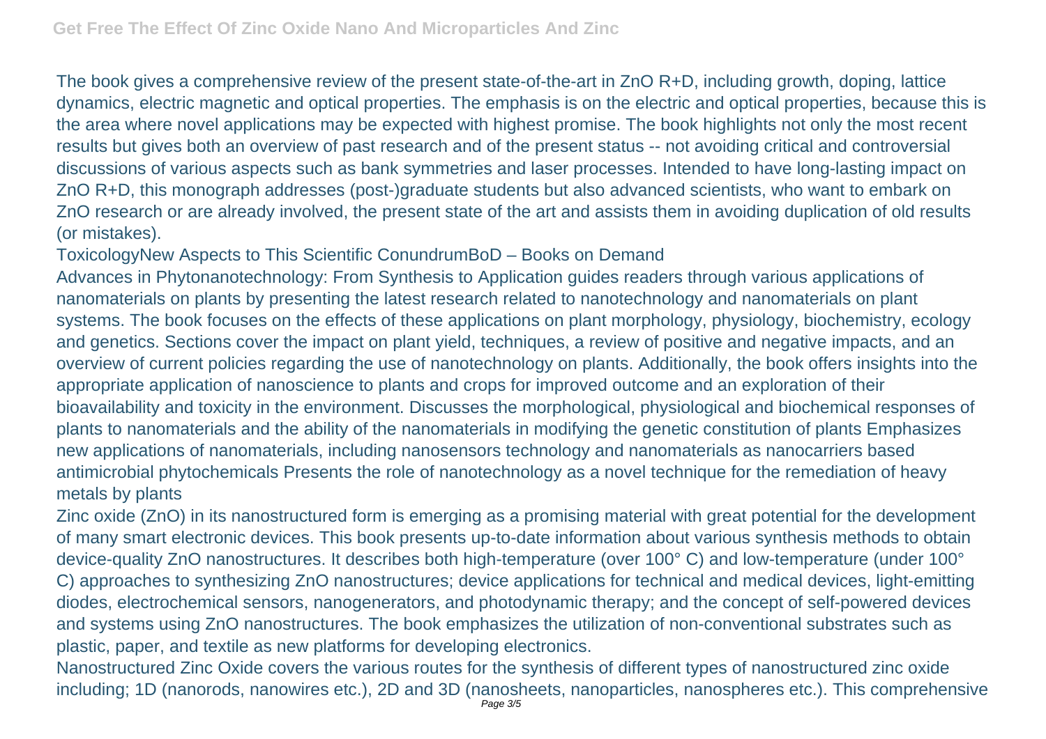The book gives a comprehensive review of the present state-of-the-art in ZnO R+D, including growth, doping, lattice dynamics, electric magnetic and optical properties. The emphasis is on the electric and optical properties, because this is the area where novel applications may be expected with highest promise. The book highlights not only the most recent results but gives both an overview of past research and of the present status -- not avoiding critical and controversial discussions of various aspects such as bank symmetries and laser processes. Intended to have long-lasting impact on ZnO R+D, this monograph addresses (post-)graduate students but also advanced scientists, who want to embark on ZnO research or are already involved, the present state of the art and assists them in avoiding duplication of old results (or mistakes).

ToxicologyNew Aspects to This Scientific ConundrumBoD – Books on Demand

Advances in Phytonanotechnology: From Synthesis to Application guides readers through various applications of nanomaterials on plants by presenting the latest research related to nanotechnology and nanomaterials on plant systems. The book focuses on the effects of these applications on plant morphology, physiology, biochemistry, ecology and genetics. Sections cover the impact on plant yield, techniques, a review of positive and negative impacts, and an overview of current policies regarding the use of nanotechnology on plants. Additionally, the book offers insights into the appropriate application of nanoscience to plants and crops for improved outcome and an exploration of their bioavailability and toxicity in the environment. Discusses the morphological, physiological and biochemical responses of plants to nanomaterials and the ability of the nanomaterials in modifying the genetic constitution of plants Emphasizes new applications of nanomaterials, including nanosensors technology and nanomaterials as nanocarriers based antimicrobial phytochemicals Presents the role of nanotechnology as a novel technique for the remediation of heavy metals by plants

Zinc oxide (ZnO) in its nanostructured form is emerging as a promising material with great potential for the development of many smart electronic devices. This book presents up-to-date information about various synthesis methods to obtain device-quality ZnO nanostructures. It describes both high-temperature (over 100° C) and low-temperature (under 100° C) approaches to synthesizing ZnO nanostructures; device applications for technical and medical devices, light-emitting diodes, electrochemical sensors, nanogenerators, and photodynamic therapy; and the concept of self-powered devices and systems using ZnO nanostructures. The book emphasizes the utilization of non-conventional substrates such as plastic, paper, and textile as new platforms for developing electronics.

Nanostructured Zinc Oxide covers the various routes for the synthesis of different types of nanostructured zinc oxide including; 1D (nanorods, nanowires etc.), 2D and 3D (nanosheets, nanoparticles, nanospheres etc.). This comprehensive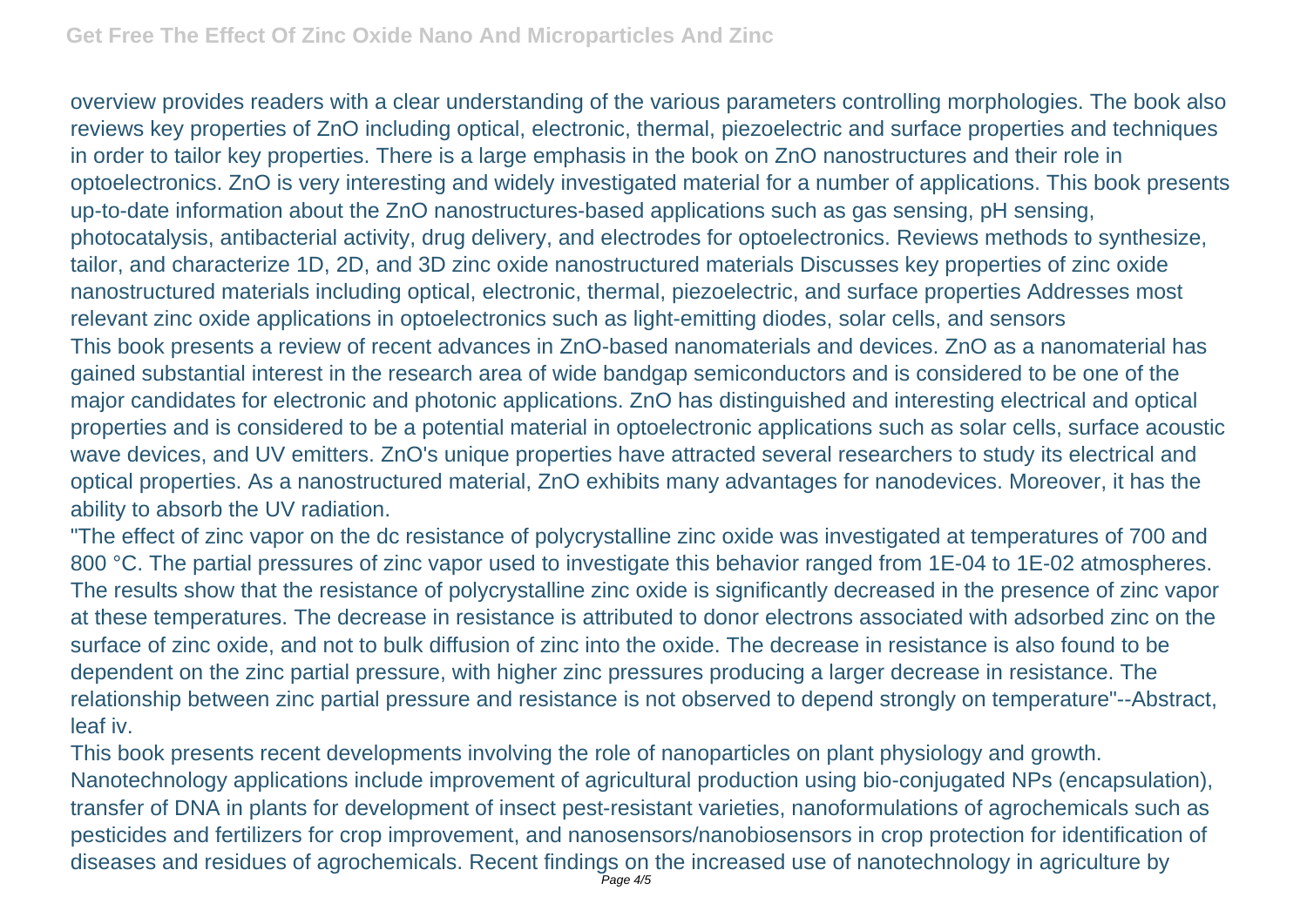overview provides readers with a clear understanding of the various parameters controlling morphologies. The book also reviews key properties of ZnO including optical, electronic, thermal, piezoelectric and surface properties and techniques in order to tailor key properties. There is a large emphasis in the book on ZnO nanostructures and their role in optoelectronics. ZnO is very interesting and widely investigated material for a number of applications. This book presents up-to-date information about the ZnO nanostructures-based applications such as gas sensing, pH sensing, photocatalysis, antibacterial activity, drug delivery, and electrodes for optoelectronics. Reviews methods to synthesize, tailor, and characterize 1D, 2D, and 3D zinc oxide nanostructured materials Discusses key properties of zinc oxide nanostructured materials including optical, electronic, thermal, piezoelectric, and surface properties Addresses most relevant zinc oxide applications in optoelectronics such as light-emitting diodes, solar cells, and sensors

This book presents a review of recent advances in ZnO-based nanomaterials and devices. ZnO as a nanomaterial has gained substantial interest in the research area of wide bandgap semiconductors and is considered to be one of the major candidates for electronic and photonic applications. ZnO has distinguished and interesting electrical and optical properties and is considered to be a potential material in optoelectronic applications such as solar cells, surface acoustic wave devices, and UV emitters. ZnO's unique properties have attracted several researchers to study its electrical and optical properties. As a nanostructured material, ZnO exhibits many advantages for nanodevices. Moreover, it has the ability to absorb the UV radiation.

"The effect of zinc vapor on the dc resistance of polycrystalline zinc oxide was investigated at temperatures of 700 and 800 °C. The partial pressures of zinc vapor used to investigate this behavior ranged from 1E-04 to 1E-02 atmospheres. The results show that the resistance of polycrystalline zinc oxide is significantly decreased in the presence of zinc vapor at these temperatures. The decrease in resistance is attributed to donor electrons associated with adsorbed zinc on the surface of zinc oxide, and not to bulk diffusion of zinc into the oxide. The decrease in resistance is also found to be dependent on the zinc partial pressure, with higher zinc pressures producing a larger decrease in resistance. The relationship between zinc partial pressure and resistance is not observed to depend strongly on temperature"--Abstract, leaf iv.

This book presents recent developments involving the role of nanoparticles on plant physiology and growth. Nanotechnology applications include improvement of agricultural production using bio-conjugated NPs (encapsulation), transfer of DNA in plants for development of insect pest-resistant varieties, nanoformulations of agrochemicals such as pesticides and fertilizers for crop improvement, and nanosensors/nanobiosensors in crop protection for identification of diseases and residues of agrochemicals. Recent findings on the increased use of nanotechnology in agriculture by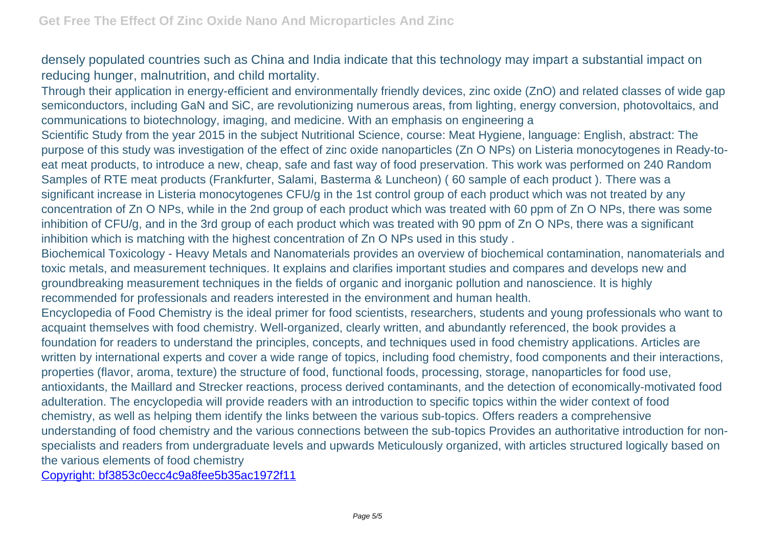densely populated countries such as China and India indicate that this technology may impart a substantial impact on reducing hunger, malnutrition, and child mortality.

Through their application in energy-efficient and environmentally friendly devices, zinc oxide (ZnO) and related classes of wide gap semiconductors, including GaN and SiC, are revolutionizing numerous areas, from lighting, energy conversion, photovoltaics, and communications to biotechnology, imaging, and medicine. With an emphasis on engineering a

Scientific Study from the year 2015 in the subject Nutritional Science, course: Meat Hygiene, language: English, abstract: The purpose of this study was investigation of the effect of zinc oxide nanoparticles (Zn O NPs) on Listeria monocytogenes in Ready-to-eat meat products, to introduce a new, cheap, safe and fast way of food preservation. This work was performed on 240 Random Samples of RTE meat products (Frankfurter, Salami, Basterma & Luncheon) ( 60 sample of each product ). There was a significant increase in Listeria monocytogenes CFU/g in the 1st control group of each product which was not treated by any concentration of Zn O NPs, while in the 2nd group of each product which was treated with 60 ppm of Zn O NPs, there was some inhibition of CFU/g, and in the 3rd group of each product which was treated with 90 ppm of Zn O NPs, there was a significant inhibition which is matching with the highest concentration of Zn O NPs used in this study .

Biochemical Toxicology - Heavy Metals and Nanomaterials provides an overview of biochemical contamination, nanomaterials and toxic metals, and measurement techniques. It explains and clarifies important studies and compares and develops new and groundbreaking measurement techniques in the fields of organic and inorganic pollution and nanoscience. It is highly recommended for professionals and readers interested in the environment and human health.

Encyclopedia of Food Chemistry is the ideal primer for food scientists, researchers, students and young professionals who want to acquaint themselves with food chemistry. Well-organized, clearly written, and abundantly referenced, the book provides a foundation for readers to understand the principles, concepts, and techniques used in food chemistry applications. Articles are written by international experts and cover a wide range of topics, including food chemistry, food components and their interactions, properties (flavor, aroma, texture) the structure of food, functional foods, processing, storage, nanoparticles for food use, antioxidants, the Maillard and Strecker reactions, process derived contaminants, and the detection of economically-motivated food adulteration. The encyclopedia will provide readers with an introduction to specific topics within the wider context of food chemistry, as well as helping them identify the links between the various sub-topics. Offers readers a comprehensive understanding of food chemistry and the various connections between the sub-topics Provides an authoritative introduction for non-specialists and readers from undergraduate levels and upwards Meticulously organized, with articles structured logically based on the various elements of food chemistry

Copyright: bf3853c0ecc4c9a8fee5b35ac1972f11